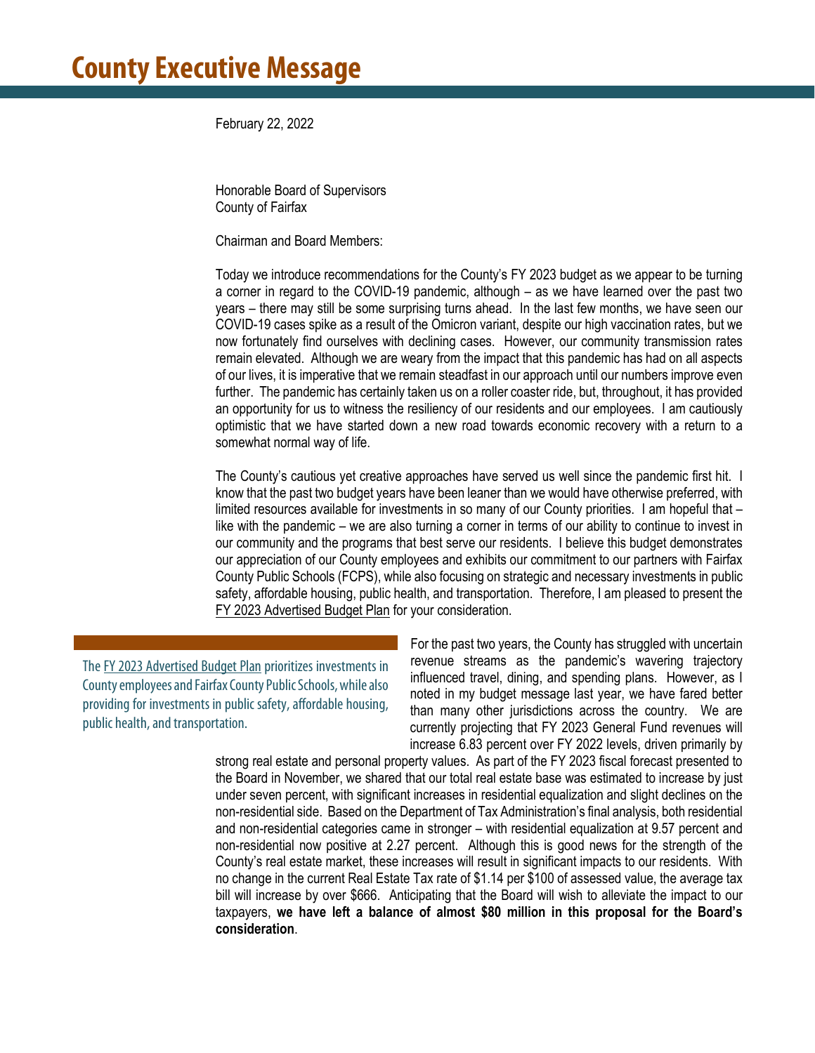# County Executive Message

February 22, 2022

Honorable Board of Supervisors
County of Fairfax

Chairman and Board Members:

Today we introduce recommendations for the County's FY 2023 budget as we appear to be turning a corner in regard to the COVID-19 pandemic, although – as we have learned over the past two years – there may still be some surprising turns ahead. In the last few months, we have seen our COVID-19 cases spike as a result of the Omicron variant, despite our high vaccination rates, but we now fortunately find ourselves with declining cases. However, our community transmission rates remain elevated. Although we are weary from the impact that this pandemic has had on all aspects of our lives, it is imperative that we remain steadfast in our approach until our numbers improve even further. The pandemic has certainly taken us on a roller coaster ride, but, throughout, it has provided an opportunity for us to witness the resiliency of our residents and our employees. I am cautiously optimistic that we have started down a new road towards economic recovery with a return to a somewhat normal way of life.

The County's cautious yet creative approaches have served us well since the pandemic first hit. I know that the past two budget years have been leaner than we would have otherwise preferred, with limited resources available for investments in so many of our County priorities. I am hopeful that – like with the pandemic – we are also turning a corner in terms of our ability to continue to invest in our community and the programs that best serve our residents. I believe this budget demonstrates our appreciation of our County employees and exhibits our commitment to our partners with Fairfax County Public Schools (FCPS), while also focusing on strategic and necessary investments in public safety, affordable housing, public health, and transportation. Therefore, I am pleased to present the FY 2023 Advertised Budget Plan for your consideration.

> The FY 2023 Advertised Budget Plan prioritizes investments in County employees and Fairfax County Public Schools, while also providing for investments in public safety, affordable housing, public health, and transportation.

For the past two years, the County has struggled with uncertain revenue streams as the pandemic's wavering trajectory influenced travel, dining, and spending plans. However, as I noted in my budget message last year, we have fared better than many other jurisdictions across the country. We are currently projecting that FY 2023 General Fund revenues will increase 6.83 percent over FY 2022 levels, driven primarily by strong real estate and personal property values. As part of the FY 2023 fiscal forecast presented to the Board in November, we shared that our total real estate base was estimated to increase by just under seven percent, with significant increases in residential equalization and slight declines on the non-residential side. Based on the Department of Tax Administration's final analysis, both residential and non-residential categories came in stronger – with residential equalization at 9.57 percent and non-residential now positive at 2.27 percent. Although this is good news for the strength of the County's real estate market, these increases will result in significant impacts to our residents. With no change in the current Real Estate Tax rate of $1.14 per $100 of assessed value, the average tax bill will increase by over $666. Anticipating that the Board will wish to alleviate the impact to our taxpayers, **we have left a balance of almost $80 million in this proposal for the Board's consideration**.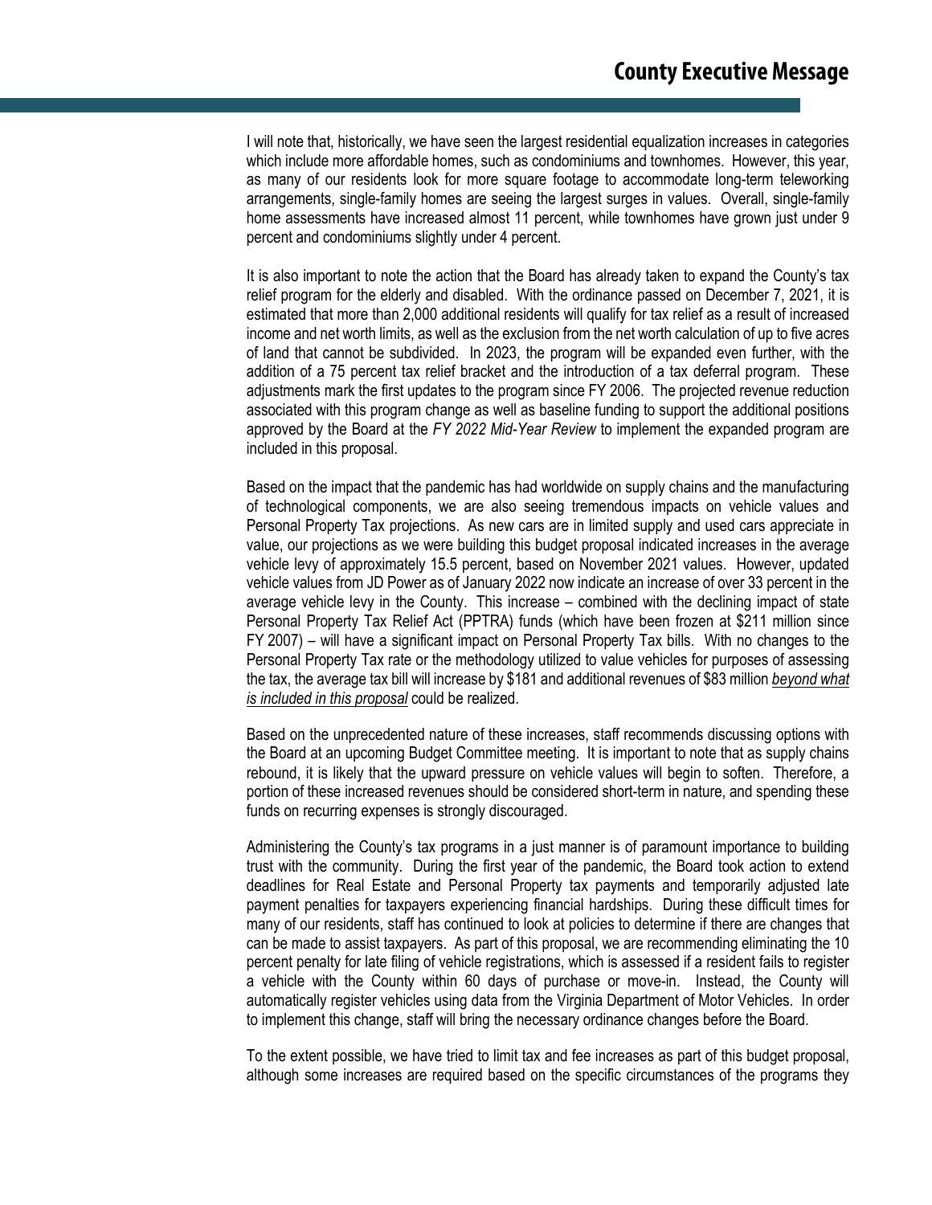I will note that, historically, we have seen the largest residential equalization increases in categories which include more affordable homes, such as condominiums and townhomes. However, this year, as many of our residents look for more square footage to accommodate long-term teleworking arrangements, single-family homes are seeing the largest surges in values. Overall, single-family home assessments have increased almost 11 percent, while townhomes have grown just under 9 percent and condominiums slightly under 4 percent.

It is also important to note the action that the Board has already taken to expand the County's tax relief program for the elderly and disabled. With the ordinance passed on December 7, 2021, it is estimated that more than 2,000 additional residents will qualify for tax relief as a result of increased income and net worth limits, as well as the exclusion from the net worth calculation of up to five acres of land that cannot be subdivided. In 2023, the program will be expanded even further, with the addition of a 75 percent tax relief bracket and the introduction of a tax deferral program. These adjustments mark the first updates to the program since FY 2006. The projected revenue reduction associated with this program change as well as baseline funding to support the additional positions approved by the Board at the *FY 2022 Mid-Year Review* to implement the expanded program are included in this proposal.

Based on the impact that the pandemic has had worldwide on supply chains and the manufacturing of technological components, we are also seeing tremendous impacts on vehicle values and Personal Property Tax projections. As new cars are in limited supply and used cars appreciate in value, our projections as we were building this budget proposal indicated increases in the average vehicle levy of approximately 15.5 percent, based on November 2021 values. However, updated vehicle values from JD Power as of January 2022 now indicate an increase of over 33 percent in the average vehicle levy in the County. This increase – combined with the declining impact of state Personal Property Tax Relief Act (PPTRA) funds (which have been frozen at $211 million since FY 2007) – will have a significant impact on Personal Property Tax bills. With no changes to the Personal Property Tax rate or the methodology utilized to value vehicles for purposes of assessing the tax, the average tax bill will increase by $181 and additional revenues of $83 million ***beyond what is included in this proposal*** could be realized.

Based on the unprecedented nature of these increases, staff recommends discussing options with the Board at an upcoming Budget Committee meeting. It is important to note that as supply chains rebound, it is likely that the upward pressure on vehicle values will begin to soften. Therefore, a portion of these increased revenues should be considered short-term in nature, and spending these funds on recurring expenses is strongly discouraged.

Administering the County's tax programs in a just manner is of paramount importance to building trust with the community. During the first year of the pandemic, the Board took action to extend deadlines for Real Estate and Personal Property tax payments and temporarily adjusted late payment penalties for taxpayers experiencing financial hardships. During these difficult times for many of our residents, staff has continued to look at policies to determine if there are changes that can be made to assist taxpayers. As part of this proposal, we are recommending eliminating the 10 percent penalty for late filing of vehicle registrations, which is assessed if a resident fails to register a vehicle with the County within 60 days of purchase or move-in. Instead, the County will automatically register vehicles using data from the Virginia Department of Motor Vehicles. In order to implement this change, staff will bring the necessary ordinance changes before the Board.

To the extent possible, we have tried to limit tax and fee increases as part of this budget proposal, although some increases are required based on the specific circumstances of the programs they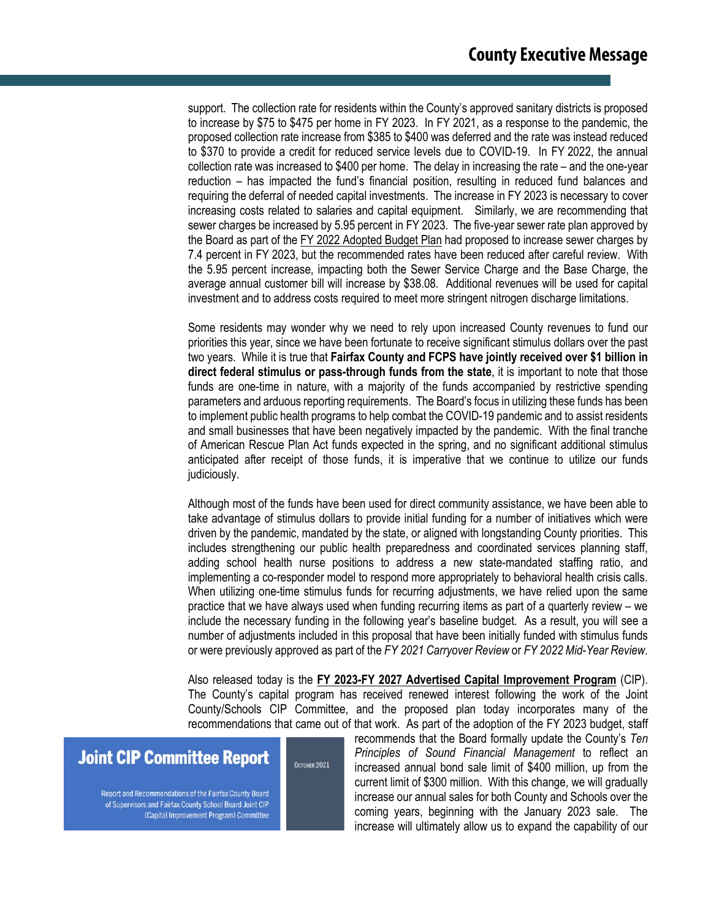support. The collection rate for residents within the County's approved sanitary districts is proposed to increase by $75 to $475 per home in FY 2023. In FY 2021, as a response to the pandemic, the proposed collection rate increase from $385 to $400 was deferred and the rate was instead reduced to $370 to provide a credit for reduced service levels due to COVID-19. In FY 2022, the annual collection rate was increased to $400 per home. The delay in increasing the rate – and the one-year reduction – has impacted the fund's financial position, resulting in reduced fund balances and requiring the deferral of needed capital investments. The increase in FY 2023 is necessary to cover increasing costs related to salaries and capital equipment. Similarly, we are recommending that sewer charges be increased by 5.95 percent in FY 2023. The five-year sewer rate plan approved by the Board as part of the FY 2022 Adopted Budget Plan had proposed to increase sewer charges by 7.4 percent in FY 2023, but the recommended rates have been reduced after careful review. With the 5.95 percent increase, impacting both the Sewer Service Charge and the Base Charge, the average annual customer bill will increase by $38.08. Additional revenues will be used for capital investment and to address costs required to meet more stringent nitrogen discharge limitations.

Some residents may wonder why we need to rely upon increased County revenues to fund our priorities this year, since we have been fortunate to receive significant stimulus dollars over the past two years. While it is true that **Fairfax County and FCPS have jointly received over $1 billion in direct federal stimulus or pass-through funds from the state**, it is important to note that those funds are one-time in nature, with a majority of the funds accompanied by restrictive spending parameters and arduous reporting requirements. The Board's focus in utilizing these funds has been to implement public health programs to help combat the COVID-19 pandemic and to assist residents and small businesses that have been negatively impacted by the pandemic. With the final tranche of American Rescue Plan Act funds expected in the spring, and no significant additional stimulus anticipated after receipt of those funds, it is imperative that we continue to utilize our funds judiciously.

Although most of the funds have been used for direct community assistance, we have been able to take advantage of stimulus dollars to provide initial funding for a number of initiatives which were driven by the pandemic, mandated by the state, or aligned with longstanding County priorities. This includes strengthening our public health preparedness and coordinated services planning staff, adding school health nurse positions to address a new state-mandated staffing ratio, and implementing a co-responder model to respond more appropriately to behavioral health crisis calls. When utilizing one-time stimulus funds for recurring adjustments, we have relied upon the same practice that we have always used when funding recurring items as part of a quarterly review – we include the necessary funding in the following year's baseline budget. As a result, you will see a number of adjustments included in this proposal that have been initially funded with stimulus funds or were previously approved as part of the *FY 2021 Carryover Review* or *FY 2022 Mid-Year Review*.

Also released today is the **FY 2023-FY 2027 Advertised Capital Improvement Program** (CIP). The County's capital program has received renewed interest following the work of the Joint County/Schools CIP Committee, and the proposed plan today incorporates many of the recommendations that came out of that work. As part of the adoption of the FY 2023 budget, staff recommends that the Board formally update the County's *Ten Principles of Sound Financial Management* to reflect an increased annual bond sale limit of $400 million, up from the current limit of $300 million. With this change, we will gradually increase our annual sales for both County and Schools over the coming years, beginning with the January 2023 sale. The increase will ultimately allow us to expand the capability of our

**Joint CIP Committee Report**

October 2021

Report and Recommendations of the Fairfax County Board of Supervisors and Fairfax County School Board Joint CIP (Capital Improvement Program) Committee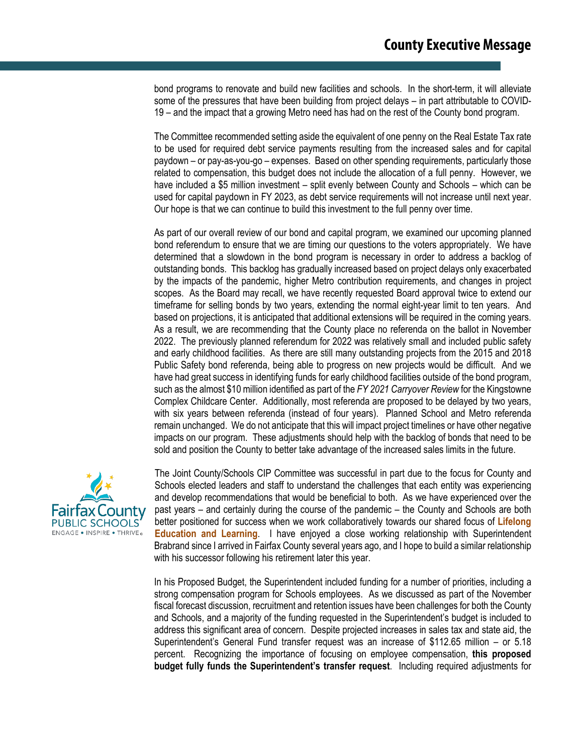bond programs to renovate and build new facilities and schools. In the short-term, it will alleviate some of the pressures that have been building from project delays – in part attributable to COVID-19 – and the impact that a growing Metro need has had on the rest of the County bond program.

The Committee recommended setting aside the equivalent of one penny on the Real Estate Tax rate to be used for required debt service payments resulting from the increased sales and for capital paydown – or pay-as-you-go – expenses. Based on other spending requirements, particularly those related to compensation, this budget does not include the allocation of a full penny. However, we have included a $5 million investment – split evenly between County and Schools – which can be used for capital paydown in FY 2023, as debt service requirements will not increase until next year. Our hope is that we can continue to build this investment to the full penny over time.

As part of our overall review of our bond and capital program, we examined our upcoming planned bond referendum to ensure that we are timing our questions to the voters appropriately. We have determined that a slowdown in the bond program is necessary in order to address a backlog of outstanding bonds. This backlog has gradually increased based on project delays only exacerbated by the impacts of the pandemic, higher Metro contribution requirements, and changes in project scopes. As the Board may recall, we have recently requested Board approval twice to extend our timeframe for selling bonds by two years, extending the normal eight-year limit to ten years. And based on projections, it is anticipated that additional extensions will be required in the coming years. As a result, we are recommending that the County place no referenda on the ballot in November 2022. The previously planned referendum for 2022 was relatively small and included public safety and early childhood facilities. As there are still many outstanding projects from the 2015 and 2018 Public Safety bond referenda, being able to progress on new projects would be difficult. And we have had great success in identifying funds for early childhood facilities outside of the bond program, such as the almost $10 million identified as part of the *FY 2021 Carryover Review* for the Kingstowne Complex Childcare Center. Additionally, most referenda are proposed to be delayed by two years, with six years between referenda (instead of four years). Planned School and Metro referenda remain unchanged. We do not anticipate that this will impact project timelines or have other negative impacts on our program. These adjustments should help with the backlog of bonds that need to be sold and position the County to better take advantage of the increased sales limits in the future.

The Joint County/Schools CIP Committee was successful in part due to the focus for County and Schools elected leaders and staff to understand the challenges that each entity was experiencing and develop recommendations that would be beneficial to both. As we have experienced over the past years – and certainly during the course of the pandemic – the County and Schools are both better positioned for success when we work collaboratively towards our shared focus of **Lifelong Education and Learning**. I have enjoyed a close working relationship with Superintendent Brabrand since I arrived in Fairfax County several years ago, and I hope to build a similar relationship with his successor following his retirement later this year.

In his Proposed Budget, the Superintendent included funding for a number of priorities, including a strong compensation program for Schools employees. As we discussed as part of the November fiscal forecast discussion, recruitment and retention issues have been challenges for both the County and Schools, and a majority of the funding requested in the Superintendent's budget is included to address this significant area of concern. Despite projected increases in sales tax and state aid, the Superintendent's General Fund transfer request was an increase of $112.65 million – or 5.18 percent. Recognizing the importance of focusing on employee compensation, **this proposed budget fully funds the Superintendent's transfer request**. Including required adjustments for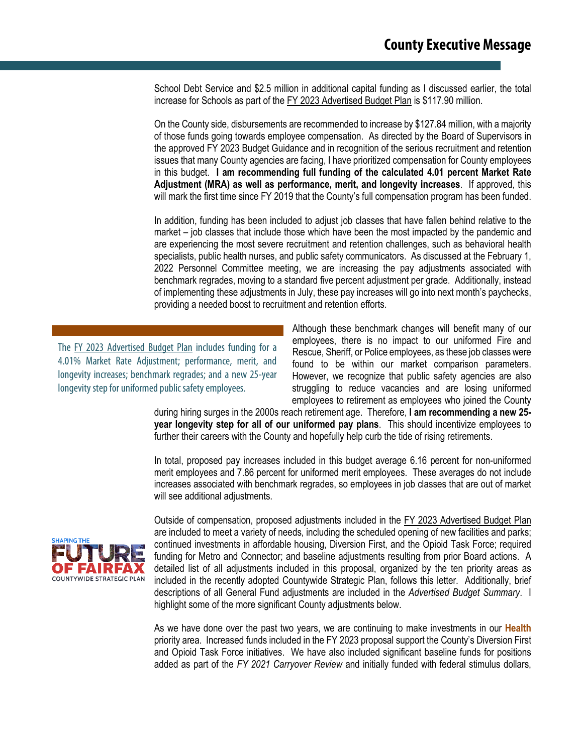School Debt Service and $2.5 million in additional capital funding as I discussed earlier, the total increase for Schools as part of the FY 2023 Advertised Budget Plan is $117.90 million.

On the County side, disbursements are recommended to increase by $127.84 million, with a majority of those funds going towards employee compensation. As directed by the Board of Supervisors in the approved FY 2023 Budget Guidance and in recognition of the serious recruitment and retention issues that many County agencies are facing, I have prioritized compensation for County employees in this budget. **I am recommending full funding of the calculated 4.01 percent Market Rate Adjustment (MRA) as well as performance, merit, and longevity increases**. If approved, this will mark the first time since FY 2019 that the County's full compensation program has been funded.

In addition, funding has been included to adjust job classes that have fallen behind relative to the market – job classes that include those which have been the most impacted by the pandemic and are experiencing the most severe recruitment and retention challenges, such as behavioral health specialists, public health nurses, and public safety communicators. As discussed at the February 1, 2022 Personnel Committee meeting, we are increasing the pay adjustments associated with benchmark regrades, moving to a standard five percent adjustment per grade. Additionally, instead of implementing these adjustments in July, these pay increases will go into next month's paychecks, providing a needed boost to recruitment and retention efforts.

> The FY 2023 Advertised Budget Plan includes funding for a 4.01% Market Rate Adjustment; performance, merit, and longevity increases; benchmark regrades; and a new 25-year longevity step for uniformed public safety employees.

Although these benchmark changes will benefit many of our employees, there is no impact to our uniformed Fire and Rescue, Sheriff, or Police employees, as these job classes were found to be within our market comparison parameters. However, we recognize that public safety agencies are also struggling to reduce vacancies and are losing uniformed employees to retirement as employees who joined the County during hiring surges in the 2000s reach retirement age. Therefore, **I am recommending a new 25-year longevity step for all of our uniformed pay plans**. This should incentivize employees to further their careers with the County and hopefully help curb the tide of rising retirements.

In total, proposed pay increases included in this budget average 6.16 percent for non-uniformed merit employees and 7.86 percent for uniformed merit employees. These averages do not include increases associated with benchmark regrades, so employees in job classes that are out of market will see additional adjustments.

SHAPING THE FUTURE OF FAIRFAX COUNTYWIDE STRATEGIC PLAN

Outside of compensation, proposed adjustments included in the FY 2023 Advertised Budget Plan are included to meet a variety of needs, including the scheduled opening of new facilities and parks; continued investments in affordable housing, Diversion First, and the Opioid Task Force; required funding for Metro and Connector; and baseline adjustments resulting from prior Board actions. A detailed list of all adjustments included in this proposal, organized by the ten priority areas as included in the recently adopted Countywide Strategic Plan, follows this letter. Additionally, brief descriptions of all General Fund adjustments are included in the *Advertised Budget Summary*. I highlight some of the more significant County adjustments below.

As we have done over the past two years, we are continuing to make investments in our **Health** priority area. Increased funds included in the FY 2023 proposal support the County's Diversion First and Opioid Task Force initiatives. We have also included significant baseline funds for positions added as part of the *FY 2021 Carryover Review* and initially funded with federal stimulus dollars,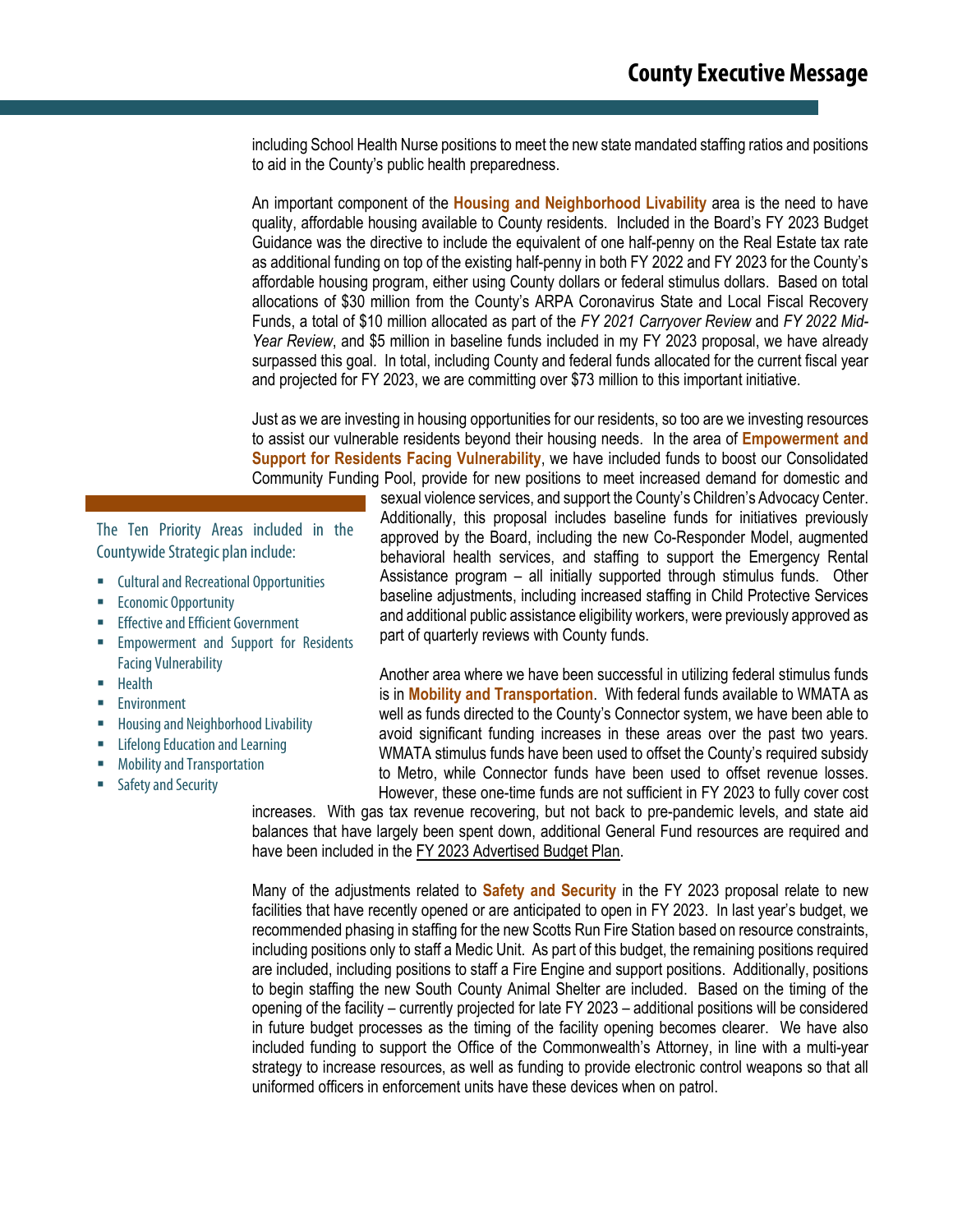including School Health Nurse positions to meet the new state mandated staffing ratios and positions to aid in the County's public health preparedness.

An important component of the **Housing and Neighborhood Livability** area is the need to have quality, affordable housing available to County residents. Included in the Board's FY 2023 Budget Guidance was the directive to include the equivalent of one half-penny on the Real Estate tax rate as additional funding on top of the existing half-penny in both FY 2022 and FY 2023 for the County's affordable housing program, either using County dollars or federal stimulus dollars. Based on total allocations of $30 million from the County's ARPA Coronavirus State and Local Fiscal Recovery Funds, a total of $10 million allocated as part of the *FY 2021 Carryover Review* and *FY 2022 Mid-Year Review*, and $5 million in baseline funds included in my FY 2023 proposal, we have already surpassed this goal. In total, including County and federal funds allocated for the current fiscal year and projected for FY 2023, we are committing over $73 million to this important initiative.

Just as we are investing in housing opportunities for our residents, so too are we investing resources to assist our vulnerable residents beyond their housing needs. In the area of **Empowerment and Support for Residents Facing Vulnerability**, we have included funds to boost our Consolidated Community Funding Pool, provide for new positions to meet increased demand for domestic and sexual violence services, and support the County's Children's Advocacy Center. Additionally, this proposal includes baseline funds for initiatives previously approved by the Board, including the new Co-Responder Model, augmented behavioral health services, and staffing to support the Emergency Rental Assistance program – all initially supported through stimulus funds. Other baseline adjustments, including increased staffing in Child Protective Services and additional public assistance eligibility workers, were previously approved as part of quarterly reviews with County funds.

The Ten Priority Areas included in the Countywide Strategic plan include:

- Cultural and Recreational Opportunities
- Economic Opportunity
- Effective and Efficient Government
- Empowerment and Support for Residents Facing Vulnerability
- Health
- Environment
- Housing and Neighborhood Livability
- Lifelong Education and Learning
- Mobility and Transportation
- Safety and Security

Another area where we have been successful in utilizing federal stimulus funds is in **Mobility and Transportation**. With federal funds available to WMATA as well as funds directed to the County's Connector system, we have been able to avoid significant funding increases in these areas over the past two years. WMATA stimulus funds have been used to offset the County's required subsidy to Metro, while Connector funds have been used to offset revenue losses. However, these one-time funds are not sufficient in FY 2023 to fully cover cost increases. With gas tax revenue recovering, but not back to pre-pandemic levels, and state aid balances that have largely been spent down, additional General Fund resources are required and have been included in the FY 2023 Advertised Budget Plan.

Many of the adjustments related to **Safety and Security** in the FY 2023 proposal relate to new facilities that have recently opened or are anticipated to open in FY 2023. In last year's budget, we recommended phasing in staffing for the new Scotts Run Fire Station based on resource constraints, including positions only to staff a Medic Unit. As part of this budget, the remaining positions required are included, including positions to staff a Fire Engine and support positions. Additionally, positions to begin staffing the new South County Animal Shelter are included. Based on the timing of the opening of the facility – currently projected for late FY 2023 – additional positions will be considered in future budget processes as the timing of the facility opening becomes clearer. We have also included funding to support the Office of the Commonwealth's Attorney, in line with a multi-year strategy to increase resources, as well as funding to provide electronic control weapons so that all uniformed officers in enforcement units have these devices when on patrol.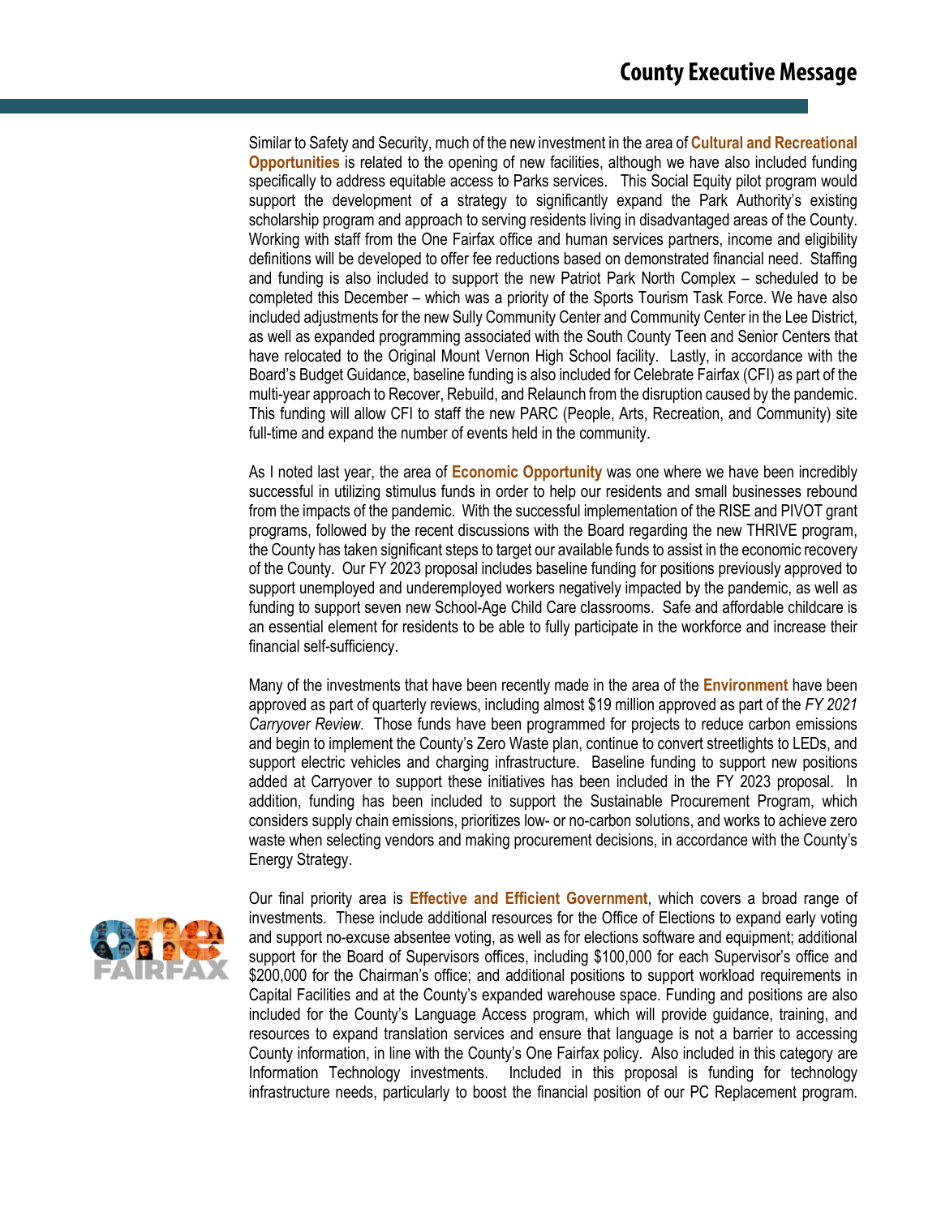Similar to Safety and Security, much of the new investment in the area of **Cultural and Recreational Opportunities** is related to the opening of new facilities, although we have also included funding specifically to address equitable access to Parks services. This Social Equity pilot program would support the development of a strategy to significantly expand the Park Authority's existing scholarship program and approach to serving residents living in disadvantaged areas of the County. Working with staff from the One Fairfax office and human services partners, income and eligibility definitions will be developed to offer fee reductions based on demonstrated financial need. Staffing and funding is also included to support the new Patriot Park North Complex – scheduled to be completed this December – which was a priority of the Sports Tourism Task Force. We have also included adjustments for the new Sully Community Center and Community Center in the Lee District, as well as expanded programming associated with the South County Teen and Senior Centers that have relocated to the Original Mount Vernon High School facility. Lastly, in accordance with the Board's Budget Guidance, baseline funding is also included for Celebrate Fairfax (CFI) as part of the multi-year approach to Recover, Rebuild, and Relaunch from the disruption caused by the pandemic. This funding will allow CFI to staff the new PARC (People, Arts, Recreation, and Community) site full-time and expand the number of events held in the community.

As I noted last year, the area of **Economic Opportunity** was one where we have been incredibly successful in utilizing stimulus funds in order to help our residents and small businesses rebound from the impacts of the pandemic. With the successful implementation of the RISE and PIVOT grant programs, followed by the recent discussions with the Board regarding the new THRIVE program, the County has taken significant steps to target our available funds to assist in the economic recovery of the County. Our FY 2023 proposal includes baseline funding for positions previously approved to support unemployed and underemployed workers negatively impacted by the pandemic, as well as funding to support seven new School-Age Child Care classrooms. Safe and affordable childcare is an essential element for residents to be able to fully participate in the workforce and increase their financial self-sufficiency.

Many of the investments that have been recently made in the area of the **Environment** have been approved as part of quarterly reviews, including almost $19 million approved as part of the *FY 2021 Carryover Review*. Those funds have been programmed for projects to reduce carbon emissions and begin to implement the County's Zero Waste plan, continue to convert streetlights to LEDs, and support electric vehicles and charging infrastructure. Baseline funding to support new positions added at Carryover to support these initiatives has been included in the FY 2023 proposal. In addition, funding has been included to support the Sustainable Procurement Program, which considers supply chain emissions, prioritizes low- or no-carbon solutions, and works to achieve zero waste when selecting vendors and making procurement decisions, in accordance with the County's Energy Strategy.

Our final priority area is **Effective and Efficient Government**, which covers a broad range of investments. These include additional resources for the Office of Elections to expand early voting and support no-excuse absentee voting, as well as for elections software and equipment; additional support for the Board of Supervisors offices, including $100,000 for each Supervisor's office and $200,000 for the Chairman's office; and additional positions to support workload requirements in Capital Facilities and at the County's expanded warehouse space. Funding and positions are also included for the County's Language Access program, which will provide guidance, training, and resources to expand translation services and ensure that language is not a barrier to accessing County information, in line with the County's One Fairfax policy. Also included in this category are Information Technology investments. Included in this proposal is funding for technology infrastructure needs, particularly to boost the financial position of our PC Replacement program.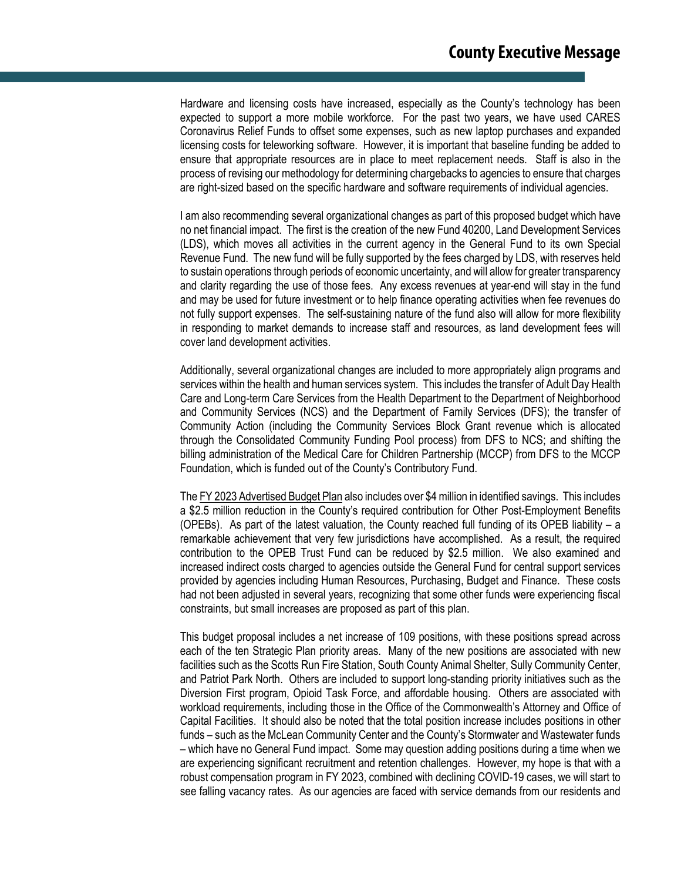Hardware and licensing costs have increased, especially as the County's technology has been expected to support a more mobile workforce. For the past two years, we have used CARES Coronavirus Relief Funds to offset some expenses, such as new laptop purchases and expanded licensing costs for teleworking software. However, it is important that baseline funding be added to ensure that appropriate resources are in place to meet replacement needs. Staff is also in the process of revising our methodology for determining chargebacks to agencies to ensure that charges are right-sized based on the specific hardware and software requirements of individual agencies.

I am also recommending several organizational changes as part of this proposed budget which have no net financial impact. The first is the creation of the new Fund 40200, Land Development Services (LDS), which moves all activities in the current agency in the General Fund to its own Special Revenue Fund. The new fund will be fully supported by the fees charged by LDS, with reserves held to sustain operations through periods of economic uncertainty, and will allow for greater transparency and clarity regarding the use of those fees. Any excess revenues at year-end will stay in the fund and may be used for future investment or to help finance operating activities when fee revenues do not fully support expenses. The self-sustaining nature of the fund also will allow for more flexibility in responding to market demands to increase staff and resources, as land development fees will cover land development activities.

Additionally, several organizational changes are included to more appropriately align programs and services within the health and human services system. This includes the transfer of Adult Day Health Care and Long-term Care Services from the Health Department to the Department of Neighborhood and Community Services (NCS) and the Department of Family Services (DFS); the transfer of Community Action (including the Community Services Block Grant revenue which is allocated through the Consolidated Community Funding Pool process) from DFS to NCS; and shifting the billing administration of the Medical Care for Children Partnership (MCCP) from DFS to the MCCP Foundation, which is funded out of the County's Contributory Fund.

The FY 2023 Advertised Budget Plan also includes over $4 million in identified savings. This includes a $2.5 million reduction in the County's required contribution for Other Post-Employment Benefits (OPEBs). As part of the latest valuation, the County reached full funding of its OPEB liability – a remarkable achievement that very few jurisdictions have accomplished. As a result, the required contribution to the OPEB Trust Fund can be reduced by $2.5 million. We also examined and increased indirect costs charged to agencies outside the General Fund for central support services provided by agencies including Human Resources, Purchasing, Budget and Finance. These costs had not been adjusted in several years, recognizing that some other funds were experiencing fiscal constraints, but small increases are proposed as part of this plan.

This budget proposal includes a net increase of 109 positions, with these positions spread across each of the ten Strategic Plan priority areas. Many of the new positions are associated with new facilities such as the Scotts Run Fire Station, South County Animal Shelter, Sully Community Center, and Patriot Park North. Others are included to support long-standing priority initiatives such as the Diversion First program, Opioid Task Force, and affordable housing. Others are associated with workload requirements, including those in the Office of the Commonwealth's Attorney and Office of Capital Facilities. It should also be noted that the total position increase includes positions in other funds – such as the McLean Community Center and the County's Stormwater and Wastewater funds – which have no General Fund impact. Some may question adding positions during a time when we are experiencing significant recruitment and retention challenges. However, my hope is that with a robust compensation program in FY 2023, combined with declining COVID-19 cases, we will start to see falling vacancy rates. As our agencies are faced with service demands from our residents and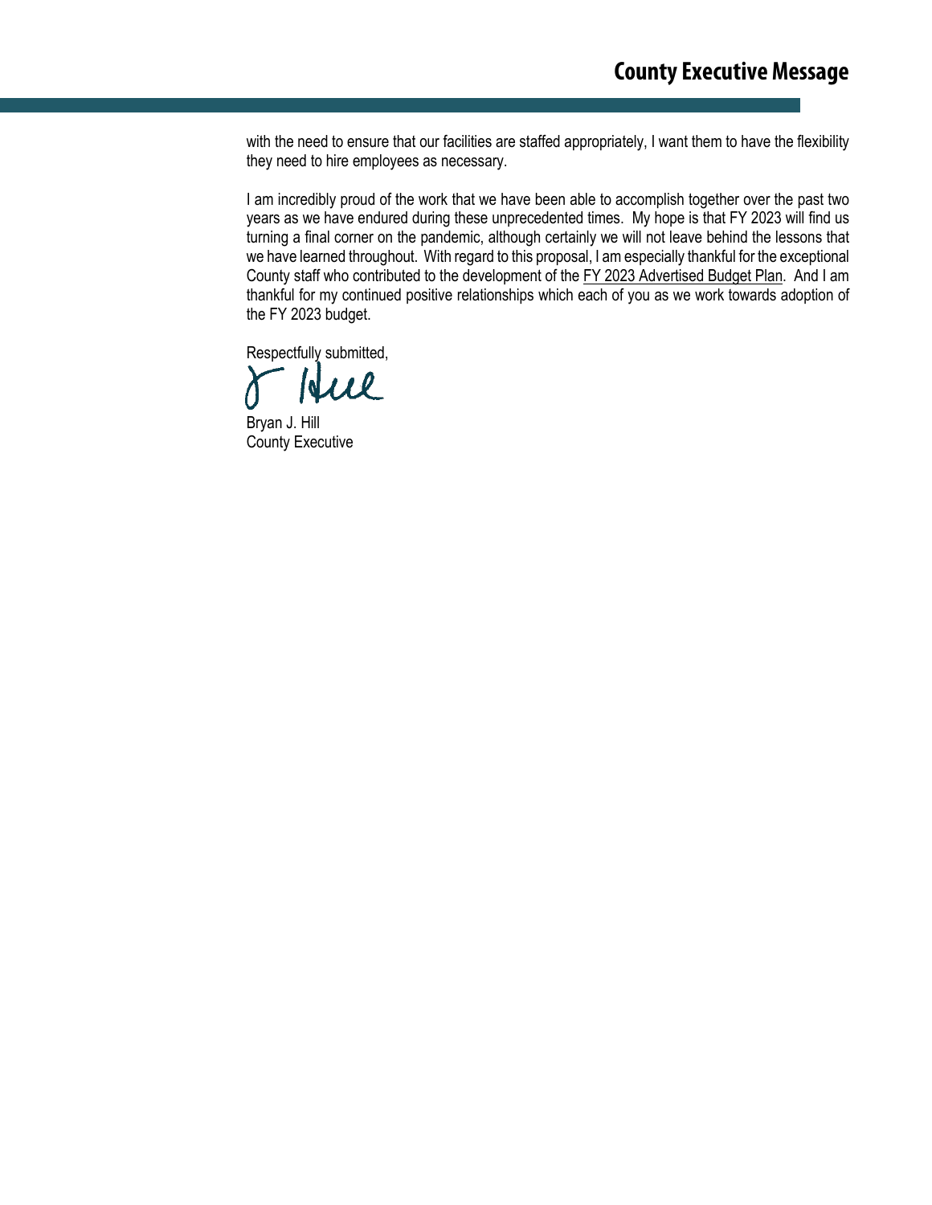with the need to ensure that our facilities are staffed appropriately, I want them to have the flexibility they need to hire employees as necessary.

I am incredibly proud of the work that we have been able to accomplish together over the past two years as we have endured during these unprecedented times. My hope is that FY 2023 will find us turning a final corner on the pandemic, although certainly we will not leave behind the lessons that we have learned throughout. With regard to this proposal, I am especially thankful for the exceptional County staff who contributed to the development of the FY 2023 Advertised Budget Plan. And I am thankful for my continued positive relationships which each of you as we work towards adoption of the FY 2023 budget.

Respectfully submitted,

Bryan J. Hill
County Executive